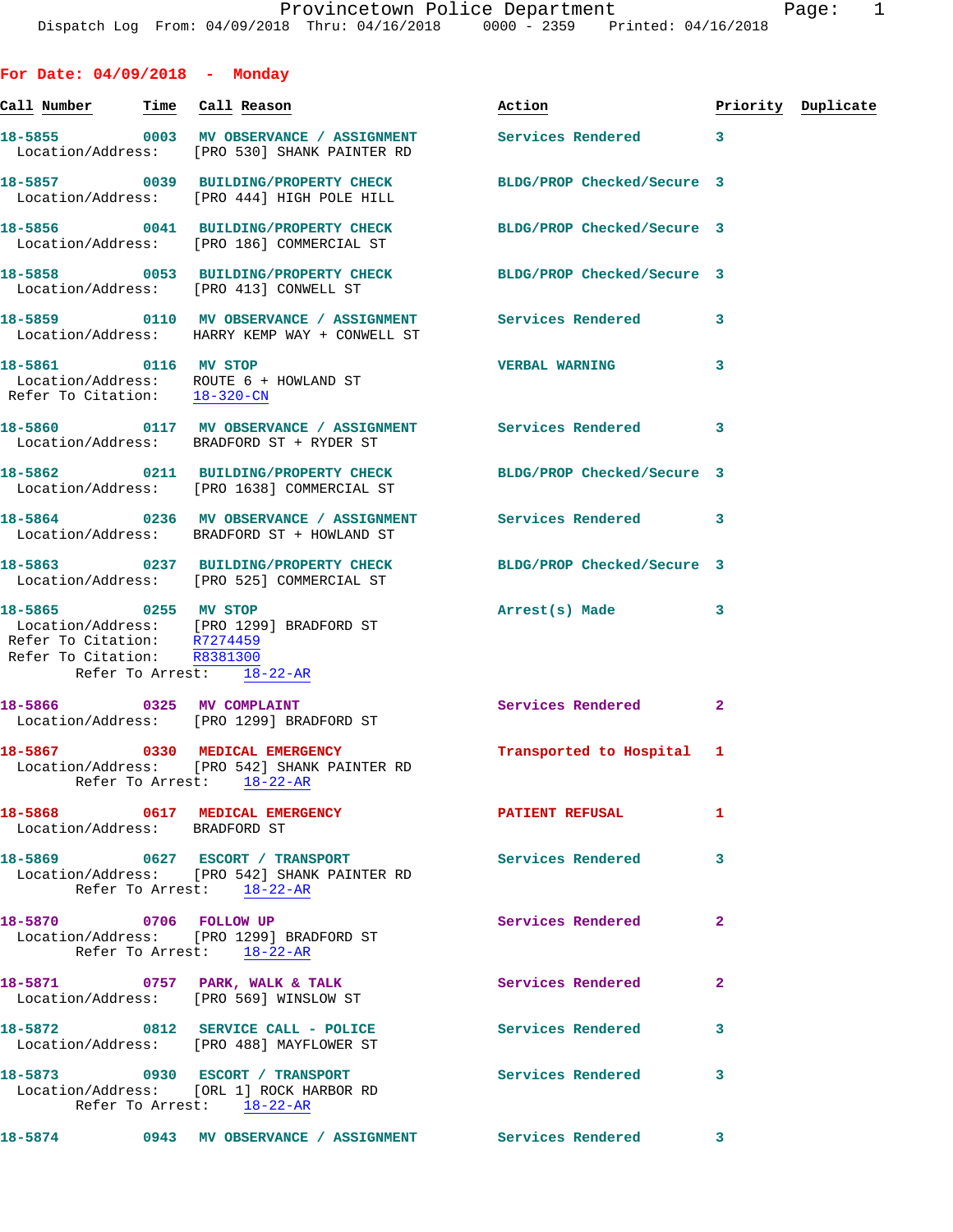# Provincetown Police Department

Dispatch Log From: 04/09/2018 Thru: 04/16/2018 0000 - 2359 Printed: 04/16/2018

## For Date: 04/09/2018 - Monday

| Call Number | Time | Call Reason | Action | Priority | Duplicate |
|---|---|---|---|---|---|
| 18-5855 | 0003 | MV OBSERVANCE / ASSIGNMENT | Services Rendered | 3 | |
| Location/Address: [PRO 530] SHANK PAINTER RD | | | | | |
| 18-5857 | 0039 | BUILDING/PROPERTY CHECK | BLDG/PROP Checked/Secure | 3 | |
| Location/Address: [PRO 444] HIGH POLE HILL | | | | | |
| 18-5856 | 0041 | BUILDING/PROPERTY CHECK | BLDG/PROP Checked/Secure | 3 | |
| Location/Address: [PRO 186] COMMERCIAL ST | | | | | |
| 18-5858 | 0053 | BUILDING/PROPERTY CHECK | BLDG/PROP Checked/Secure | 3 | |
| Location/Address: [PRO 413] CONWELL ST | | | | | |
| 18-5859 | 0110 | MV OBSERVANCE / ASSIGNMENT | Services Rendered | 3 | |
| Location/Address: HARRY KEMP WAY + CONWELL ST | | | | | |
| 18-5861 | 0116 | MV STOP | VERBAL WARNING | 3 | |
| Location/Address: ROUTE 6 + HOWLAND ST; Refer To Citation: 18-320-CN | | | | | |
| 18-5860 | 0117 | MV OBSERVANCE / ASSIGNMENT | Services Rendered | 3 | |
| Location/Address: BRADFORD ST + RYDER ST | | | | | |
| 18-5862 | 0211 | BUILDING/PROPERTY CHECK | BLDG/PROP Checked/Secure | 3 | |
| Location/Address: [PRO 1638] COMMERCIAL ST | | | | | |
| 18-5864 | 0236 | MV OBSERVANCE / ASSIGNMENT | Services Rendered | 3 | |
| Location/Address: BRADFORD ST + HOWLAND ST | | | | | |
| 18-5863 | 0237 | BUILDING/PROPERTY CHECK | BLDG/PROP Checked/Secure | 3 | |
| Location/Address: [PRO 525] COMMERCIAL ST | | | | | |
| 18-5865 | 0255 | MV STOP | Arrest(s) Made | 3 | |
| Location/Address: [PRO 1299] BRADFORD ST; Refer To Citation: R7274459; Refer To Citation: R8381300; Refer To Arrest: 18-22-AR | | | | | |
| 18-5866 | 0325 | MV COMPLAINT | Services Rendered | 2 | |
| Location/Address: [PRO 1299] BRADFORD ST | | | | | |
| 18-5867 | 0330 | MEDICAL EMERGENCY | Transported to Hospital | 1 | |
| Location/Address: [PRO 542] SHANK PAINTER RD; Refer To Arrest: 18-22-AR | | | | | |
| 18-5868 | 0617 | MEDICAL EMERGENCY | PATIENT REFUSAL | 1 | |
| Location/Address: BRADFORD ST | | | | | |
| 18-5869 | 0627 | ESCORT / TRANSPORT | Services Rendered | 3 | |
| Location/Address: [PRO 542] SHANK PAINTER RD; Refer To Arrest: 18-22-AR | | | | | |
| 18-5870 | 0706 | FOLLOW UP | Services Rendered | 2 | |
| Location/Address: [PRO 1299] BRADFORD ST; Refer To Arrest: 18-22-AR | | | | | |
| 18-5871 | 0757 | PARK, WALK & TALK | Services Rendered | 2 | |
| Location/Address: [PRO 569] WINSLOW ST | | | | | |
| 18-5872 | 0812 | SERVICE CALL - POLICE | Services Rendered | 3 | |
| Location/Address: [PRO 488] MAYFLOWER ST | | | | | |
| 18-5873 | 0930 | ESCORT / TRANSPORT | Services Rendered | 3 | |
| Location/Address: [ORL 1] ROCK HARBOR RD; Refer To Arrest: 18-22-AR | | | | | |
| 18-5874 | 0943 | MV OBSERVANCE / ASSIGNMENT | Services Rendered | 3 | |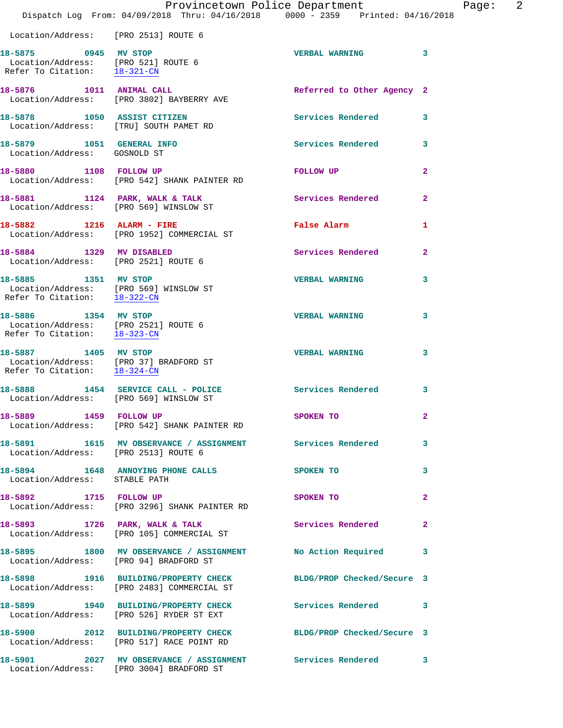Location/Address: [PRO 2513] ROUTE 6

**18-5875 0945 MV STOP** — VERBAL WARNING 3
Location/Address: [PRO 521] ROUTE 6
Refer To Citation: 18-321-CN

**18-5876 1011 ANIMAL CALL** — Referred to Other Agency 2
Location/Address: [PRO 3802] BAYBERRY AVE

**18-5878 1050 ASSIST CITIZEN** — Services Rendered 3
Location/Address: [TRU] SOUTH PAMET RD

**18-5879 1051 GENERAL INFO** — Services Rendered 3
Location/Address: GOSNOLD ST

**18-5880 1108 FOLLOW UP** — FOLLOW UP 2
Location/Address: [PRO 542] SHANK PAINTER RD

**18-5881 1124 PARK, WALK & TALK** — Services Rendered 2
Location/Address: [PRO 569] WINSLOW ST

**18-5882 1216 ALARM - FIRE** — False Alarm 1
Location/Address: [PRO 1952] COMMERCIAL ST

**18-5884 1329 MV DISABLED** — Services Rendered 2
Location/Address: [PRO 2521] ROUTE 6

**18-5885 1351 MV STOP** — VERBAL WARNING 3
Location/Address: [PRO 569] WINSLOW ST
Refer To Citation: 18-322-CN

**18-5886 1354 MV STOP** — VERBAL WARNING 3
Location/Address: [PRO 2521] ROUTE 6
Refer To Citation: 18-323-CN

**18-5887 1405 MV STOP** — VERBAL WARNING 3
Location/Address: [PRO 37] BRADFORD ST
Refer To Citation: 18-324-CN

**18-5888 1454 SERVICE CALL - POLICE** — Services Rendered 3
Location/Address: [PRO 569] WINSLOW ST

**18-5889 1459 FOLLOW UP** — SPOKEN TO 2
Location/Address: [PRO 542] SHANK PAINTER RD

**18-5891 1615 MV OBSERVANCE / ASSIGNMENT** — Services Rendered 3
Location/Address: [PRO 2513] ROUTE 6

**18-5894 1648 ANNOYING PHONE CALLS** — SPOKEN TO 3
Location/Address: STABLE PATH

**18-5892 1715 FOLLOW UP** — SPOKEN TO 2
Location/Address: [PRO 3296] SHANK PAINTER RD

**18-5893 1726 PARK, WALK & TALK** — Services Rendered 2
Location/Address: [PRO 105] COMMERCIAL ST

**18-5895 1800 MV OBSERVANCE / ASSIGNMENT** — No Action Required 3
Location/Address: [PRO 94] BRADFORD ST

**18-5898 1916 BUILDING/PROPERTY CHECK** — BLDG/PROP Checked/Secure 3
Location/Address: [PRO 2483] COMMERCIAL ST

**18-5899 1940 BUILDING/PROPERTY CHECK** — Services Rendered 3
Location/Address: [PRO 526] RYDER ST EXT

**18-5900 2012 BUILDING/PROPERTY CHECK** — BLDG/PROP Checked/Secure 3
Location/Address: [PRO 517] RACE POINT RD

**18-5901 2027 MV OBSERVANCE / ASSIGNMENT** — Services Rendered 3
Location/Address: [PRO 3004] BRADFORD ST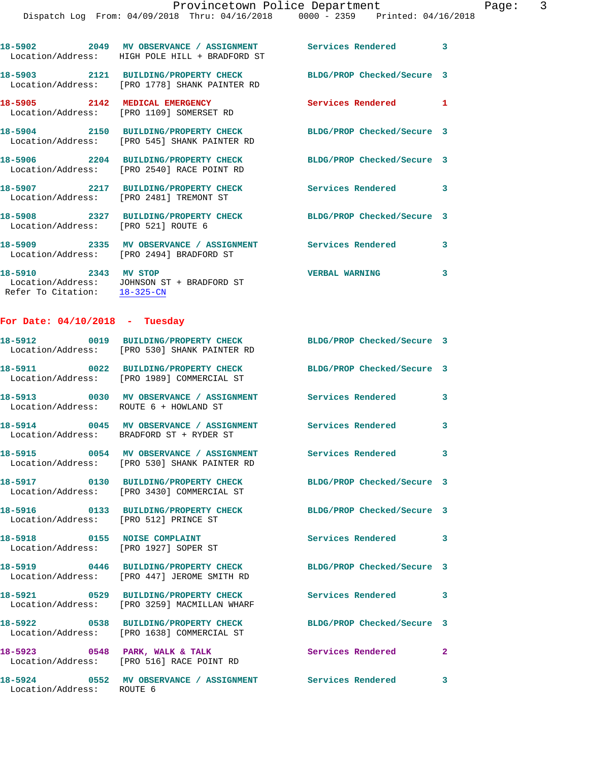18-5902 2049 **MV OBSERVANCE / ASSIGNMENT** Services Rendered 3
Location/Address: HIGH POLE HILL + BRADFORD ST

18-5903 2121 **BUILDING/PROPERTY CHECK** BLDG/PROP Checked/Secure 3
Location/Address: [PRO 1778] SHANK PAINTER RD

18-5905 2142 **MEDICAL EMERGENCY** Services Rendered 1
Location/Address: [PRO 1109] SOMERSET RD

18-5904 2150 **BUILDING/PROPERTY CHECK** BLDG/PROP Checked/Secure 3
Location/Address: [PRO 545] SHANK PAINTER RD

18-5906 2204 **BUILDING/PROPERTY CHECK** BLDG/PROP Checked/Secure 3
Location/Address: [PRO 2540] RACE POINT RD

18-5907 2217 **BUILDING/PROPERTY CHECK** Services Rendered 3
Location/Address: [PRO 2481] TREMONT ST

18-5908 2327 **BUILDING/PROPERTY CHECK** BLDG/PROP Checked/Secure 3
Location/Address: [PRO 521] ROUTE 6

18-5909 2335 **MV OBSERVANCE / ASSIGNMENT** Services Rendered 3
Location/Address: [PRO 2494] BRADFORD ST

18-5910 2343 **MV STOP** VERBAL WARNING 3
Location/Address: JOHNSON ST + BRADFORD ST
Refer To Citation: 18-325-CN

## For Date: 04/10/2018 - Tuesday

18-5912 0019 **BUILDING/PROPERTY CHECK** BLDG/PROP Checked/Secure 3
Location/Address: [PRO 530] SHANK PAINTER RD

18-5911 0022 **BUILDING/PROPERTY CHECK** BLDG/PROP Checked/Secure 3
Location/Address: [PRO 1989] COMMERCIAL ST

18-5913 0030 **MV OBSERVANCE / ASSIGNMENT** Services Rendered 3
Location/Address: ROUTE 6 + HOWLAND ST

18-5914 0045 **MV OBSERVANCE / ASSIGNMENT** Services Rendered 3
Location/Address: BRADFORD ST + RYDER ST

18-5915 0054 **MV OBSERVANCE / ASSIGNMENT** Services Rendered 3
Location/Address: [PRO 530] SHANK PAINTER RD

18-5917 0130 **BUILDING/PROPERTY CHECK** BLDG/PROP Checked/Secure 3
Location/Address: [PRO 3430] COMMERCIAL ST

18-5916 0133 **BUILDING/PROPERTY CHECK** BLDG/PROP Checked/Secure 3
Location/Address: [PRO 512] PRINCE ST

18-5918 0155 **NOISE COMPLAINT** Services Rendered 3
Location/Address: [PRO 1927] SOPER ST

18-5919 0446 **BUILDING/PROPERTY CHECK** BLDG/PROP Checked/Secure 3
Location/Address: [PRO 447] JEROME SMITH RD

18-5921 0529 **BUILDING/PROPERTY CHECK** Services Rendered 3
Location/Address: [PRO 3259] MACMILLAN WHARF

18-5922 0538 **BUILDING/PROPERTY CHECK** BLDG/PROP Checked/Secure 3
Location/Address: [PRO 1638] COMMERCIAL ST

18-5923 0548 **PARK, WALK & TALK** Services Rendered 2
Location/Address: [PRO 516] RACE POINT RD

18-5924 0552 **MV OBSERVANCE / ASSIGNMENT** Services Rendered 3
Location/Address: ROUTE 6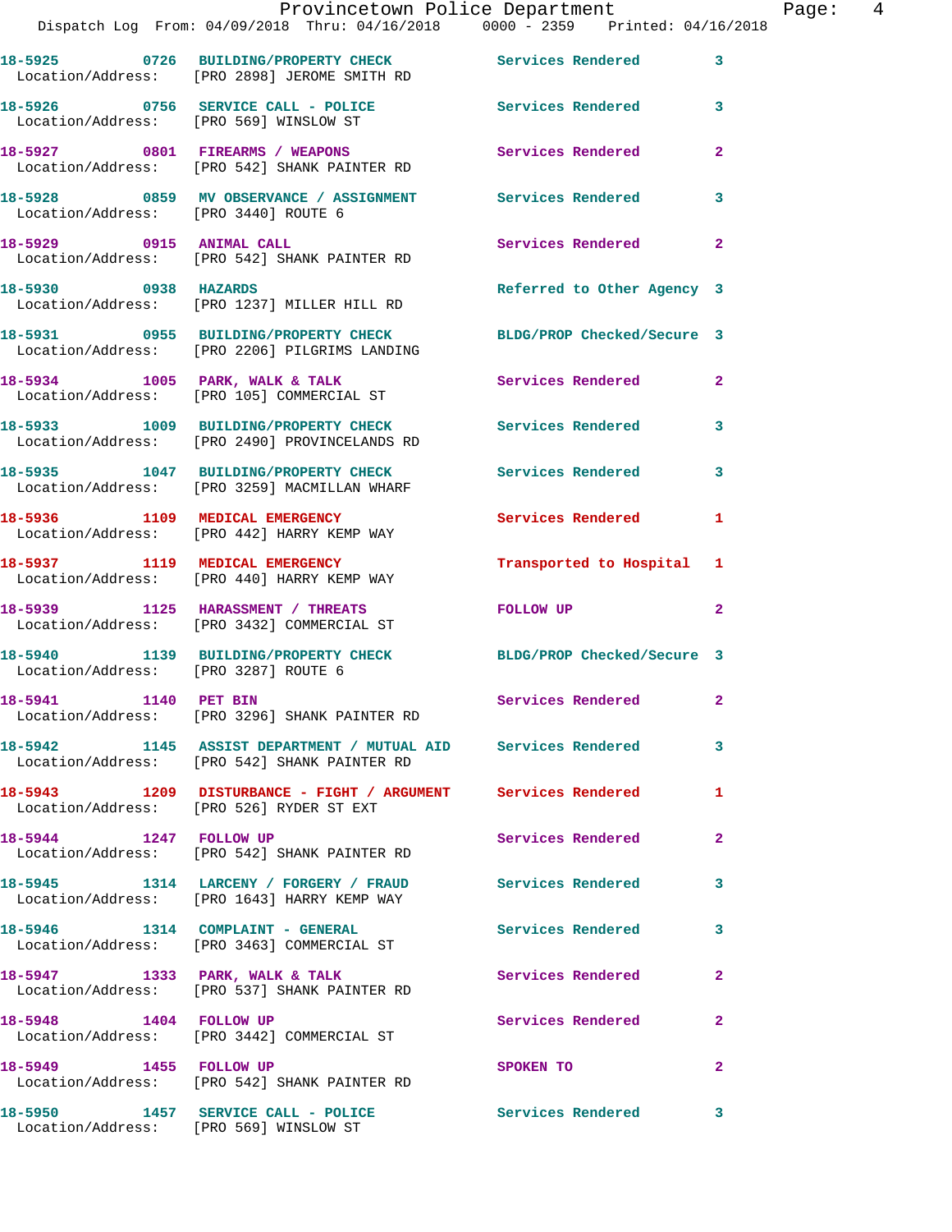| Call # | Time | Call Type | Disposition | Priority |
|---|---|---|---|---|
| 18-5925 | 0726 | BUILDING/PROPERTY CHECK | Services Rendered | 3 |
| Location/Address: | | [PRO 2898] JEROME SMITH RD | | |
| 18-5926 | 0756 | SERVICE CALL - POLICE | Services Rendered | 3 |
| Location/Address: | | [PRO 569] WINSLOW ST | | |
| 18-5927 | 0801 | FIREARMS / WEAPONS | Services Rendered | 2 |
| Location/Address: | | [PRO 542] SHANK PAINTER RD | | |
| 18-5928 | 0859 | MV OBSERVANCE / ASSIGNMENT | Services Rendered | 3 |
| Location/Address: | | [PRO 3440] ROUTE 6 | | |
| 18-5929 | 0915 | ANIMAL CALL | Services Rendered | 2 |
| Location/Address: | | [PRO 542] SHANK PAINTER RD | | |
| 18-5930 | 0938 | HAZARDS | Referred to Other Agency | 3 |
| Location/Address: | | [PRO 1237] MILLER HILL RD | | |
| 18-5931 | 0955 | BUILDING/PROPERTY CHECK | BLDG/PROP Checked/Secure | 3 |
| Location/Address: | | [PRO 2206] PILGRIMS LANDING | | |
| 18-5934 | 1005 | PARK, WALK & TALK | Services Rendered | 2 |
| Location/Address: | | [PRO 105] COMMERCIAL ST | | |
| 18-5933 | 1009 | BUILDING/PROPERTY CHECK | Services Rendered | 3 |
| Location/Address: | | [PRO 2490] PROVINCELANDS RD | | |
| 18-5935 | 1047 | BUILDING/PROPERTY CHECK | Services Rendered | 3 |
| Location/Address: | | [PRO 3259] MACMILLAN WHARF | | |
| 18-5936 | 1109 | MEDICAL EMERGENCY | Services Rendered | 1 |
| Location/Address: | | [PRO 442] HARRY KEMP WAY | | |
| 18-5937 | 1119 | MEDICAL EMERGENCY | Transported to Hospital | 1 |
| Location/Address: | | [PRO 440] HARRY KEMP WAY | | |
| 18-5939 | 1125 | HARASSMENT / THREATS | FOLLOW UP | 2 |
| Location/Address: | | [PRO 3432] COMMERCIAL ST | | |
| 18-5940 | 1139 | BUILDING/PROPERTY CHECK | BLDG/PROP Checked/Secure | 3 |
| Location/Address: | | [PRO 3287] ROUTE 6 | | |
| 18-5941 | 1140 | PET BIN | Services Rendered | 2 |
| Location/Address: | | [PRO 3296] SHANK PAINTER RD | | |
| 18-5942 | 1145 | ASSIST DEPARTMENT / MUTUAL AID | Services Rendered | 3 |
| Location/Address: | | [PRO 542] SHANK PAINTER RD | | |
| 18-5943 | 1209 | DISTURBANCE - FIGHT / ARGUMENT | Services Rendered | 1 |
| Location/Address: | | [PRO 526] RYDER ST EXT | | |
| 18-5944 | 1247 | FOLLOW UP | Services Rendered | 2 |
| Location/Address: | | [PRO 542] SHANK PAINTER RD | | |
| 18-5945 | 1314 | LARCENY / FORGERY / FRAUD | Services Rendered | 3 |
| Location/Address: | | [PRO 1643] HARRY KEMP WAY | | |
| 18-5946 | 1314 | COMPLAINT - GENERAL | Services Rendered | 3 |
| Location/Address: | | [PRO 3463] COMMERCIAL ST | | |
| 18-5947 | 1333 | PARK, WALK & TALK | Services Rendered | 2 |
| Location/Address: | | [PRO 537] SHANK PAINTER RD | | |
| 18-5948 | 1404 | FOLLOW UP | Services Rendered | 2 |
| Location/Address: | | [PRO 3442] COMMERCIAL ST | | |
| 18-5949 | 1455 | FOLLOW UP | SPOKEN TO | 2 |
| Location/Address: | | [PRO 542] SHANK PAINTER RD | | |
| 18-5950 | 1457 | SERVICE CALL - POLICE | Services Rendered | 3 |
| Location/Address: | | [PRO 569] WINSLOW ST | | |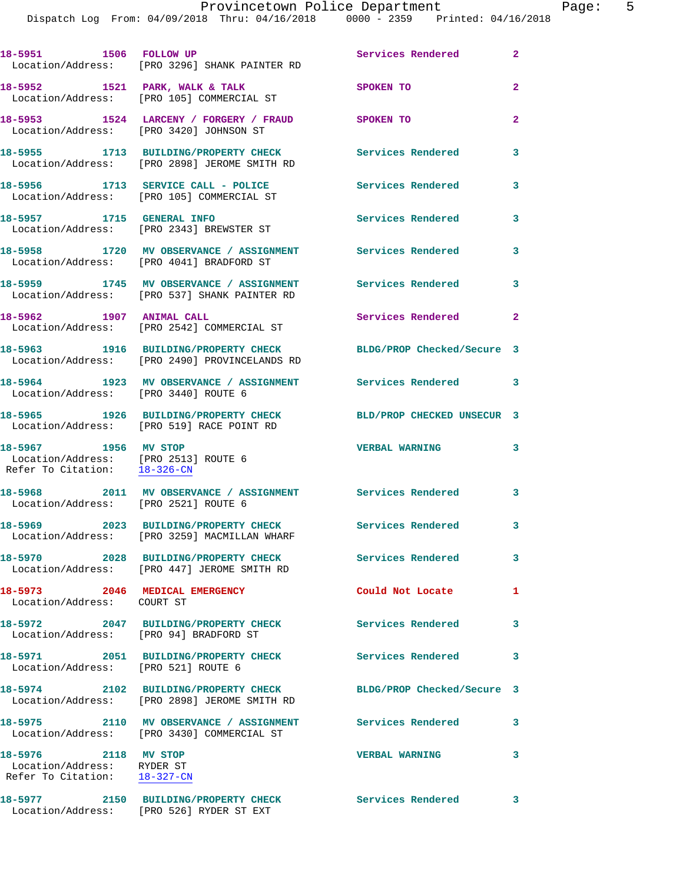18-5951 1506 FOLLOW UP Services Rendered 2
Location/Address: [PRO 3296] SHANK PAINTER RD

18-5952 1521 PARK, WALK & TALK SPOKEN TO 2
Location/Address: [PRO 105] COMMERCIAL ST

18-5953 1524 LARCENY / FORGERY / FRAUD SPOKEN TO 2
Location/Address: [PRO 3420] JOHNSON ST

18-5955 1713 BUILDING/PROPERTY CHECK Services Rendered 3
Location/Address: [PRO 2898] JEROME SMITH RD

18-5956 1713 SERVICE CALL - POLICE Services Rendered 3
Location/Address: [PRO 105] COMMERCIAL ST

18-5957 1715 GENERAL INFO Services Rendered 3
Location/Address: [PRO 2343] BREWSTER ST

18-5958 1720 MV OBSERVANCE / ASSIGNMENT Services Rendered 3
Location/Address: [PRO 4041] BRADFORD ST

18-5959 1745 MV OBSERVANCE / ASSIGNMENT Services Rendered 3
Location/Address: [PRO 537] SHANK PAINTER RD

18-5962 1907 ANIMAL CALL Services Rendered 2
Location/Address: [PRO 2542] COMMERCIAL ST

18-5963 1916 BUILDING/PROPERTY CHECK BLDG/PROP Checked/Secure 3
Location/Address: [PRO 2490] PROVINCELANDS RD

18-5964 1923 MV OBSERVANCE / ASSIGNMENT Services Rendered 3
Location/Address: [PRO 3440] ROUTE 6

18-5965 1926 BUILDING/PROPERTY CHECK BLD/PROP CHECKED UNSECUR 3
Location/Address: [PRO 519] RACE POINT RD

18-5967 1956 MV STOP VERBAL WARNING 3
Location/Address: [PRO 2513] ROUTE 6
Refer To Citation: 18-326-CN

18-5968 2011 MV OBSERVANCE / ASSIGNMENT Services Rendered 3
Location/Address: [PRO 2521] ROUTE 6

18-5969 2023 BUILDING/PROPERTY CHECK Services Rendered 3
Location/Address: [PRO 3259] MACMILLAN WHARF

18-5970 2028 BUILDING/PROPERTY CHECK Services Rendered 3
Location/Address: [PRO 447] JEROME SMITH RD

18-5973 2046 MEDICAL EMERGENCY Could Not Locate 1
Location/Address: COURT ST

18-5972 2047 BUILDING/PROPERTY CHECK Services Rendered 3
Location/Address: [PRO 94] BRADFORD ST

18-5971 2051 BUILDING/PROPERTY CHECK Services Rendered 3
Location/Address: [PRO 521] ROUTE 6

18-5974 2102 BUILDING/PROPERTY CHECK BLDG/PROP Checked/Secure 3
Location/Address: [PRO 2898] JEROME SMITH RD

18-5975 2110 MV OBSERVANCE / ASSIGNMENT Services Rendered 3
Location/Address: [PRO 3430] COMMERCIAL ST

18-5976 2118 MV STOP VERBAL WARNING 3
Location/Address: RYDER ST
Refer To Citation: 18-327-CN

18-5977 2150 BUILDING/PROPERTY CHECK Services Rendered 3
Location/Address: [PRO 526] RYDER ST EXT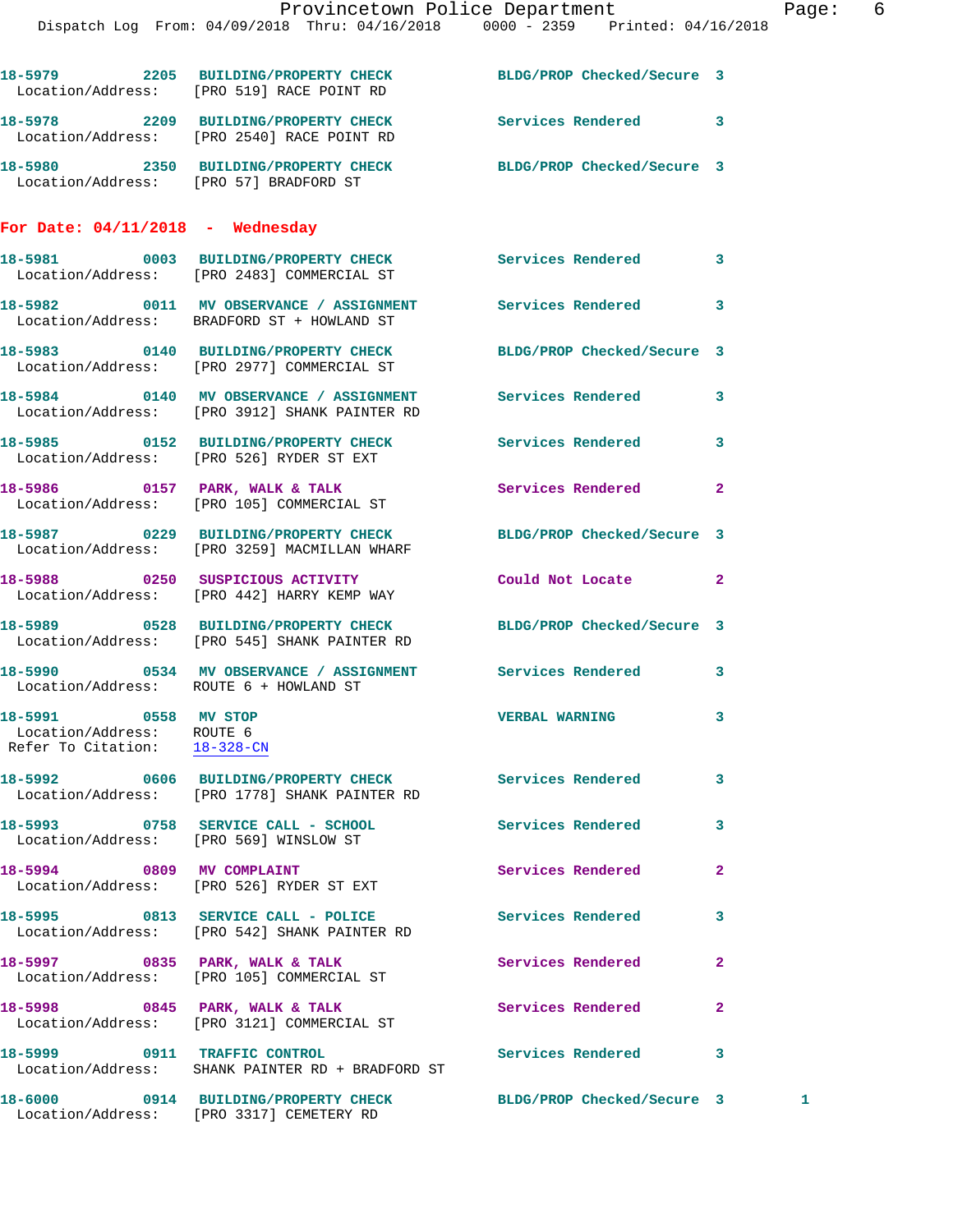18-5979 2205 BUILDING/PROPERTY CHECK BLDG/PROP Checked/Secure 3
Location/Address: [PRO 519] RACE POINT RD

18-5978 2209 BUILDING/PROPERTY CHECK Services Rendered 3
Location/Address: [PRO 2540] RACE POINT RD

18-5980 2350 BUILDING/PROPERTY CHECK BLDG/PROP Checked/Secure 3
Location/Address: [PRO 57] BRADFORD ST

**For Date: 04/11/2018 - Wednesday**

18-5981 0003 BUILDING/PROPERTY CHECK Services Rendered 3
Location/Address: [PRO 2483] COMMERCIAL ST

18-5982 0011 MV OBSERVANCE / ASSIGNMENT Services Rendered 3
Location/Address: BRADFORD ST + HOWLAND ST

18-5983 0140 BUILDING/PROPERTY CHECK BLDG/PROP Checked/Secure 3
Location/Address: [PRO 2977] COMMERCIAL ST

18-5984 0140 MV OBSERVANCE / ASSIGNMENT Services Rendered 3
Location/Address: [PRO 3912] SHANK PAINTER RD

18-5985 0152 BUILDING/PROPERTY CHECK Services Rendered 3
Location/Address: [PRO 526] RYDER ST EXT

18-5986 0157 PARK, WALK & TALK Services Rendered 2
Location/Address: [PRO 105] COMMERCIAL ST

18-5987 0229 BUILDING/PROPERTY CHECK BLDG/PROP Checked/Secure 3
Location/Address: [PRO 3259] MACMILLAN WHARF

18-5988 0250 SUSPICIOUS ACTIVITY Could Not Locate 2
Location/Address: [PRO 442] HARRY KEMP WAY

18-5989 0528 BUILDING/PROPERTY CHECK BLDG/PROP Checked/Secure 3
Location/Address: [PRO 545] SHANK PAINTER RD

18-5990 0534 MV OBSERVANCE / ASSIGNMENT Services Rendered 3
Location/Address: ROUTE 6 + HOWLAND ST

18-5991 0558 MV STOP VERBAL WARNING 3
Location/Address: ROUTE 6
Refer To Citation: 18-328-CN

18-5992 0606 BUILDING/PROPERTY CHECK Services Rendered 3
Location/Address: [PRO 1778] SHANK PAINTER RD

18-5993 0758 SERVICE CALL - SCHOOL Services Rendered 3
Location/Address: [PRO 569] WINSLOW ST

18-5994 0809 MV COMPLAINT Services Rendered 2
Location/Address: [PRO 526] RYDER ST EXT

18-5995 0813 SERVICE CALL - POLICE Services Rendered 3
Location/Address: [PRO 542] SHANK PAINTER RD

18-5997 0835 PARK, WALK & TALK Services Rendered 2
Location/Address: [PRO 105] COMMERCIAL ST

18-5998 0845 PARK, WALK & TALK Services Rendered 2
Location/Address: [PRO 3121] COMMERCIAL ST

18-5999 0911 TRAFFIC CONTROL Services Rendered 3
Location/Address: SHANK PAINTER RD + BRADFORD ST

18-6000 0914 BUILDING/PROPERTY CHECK BLDG/PROP Checked/Secure 3 1
Location/Address: [PRO 3317] CEMETERY RD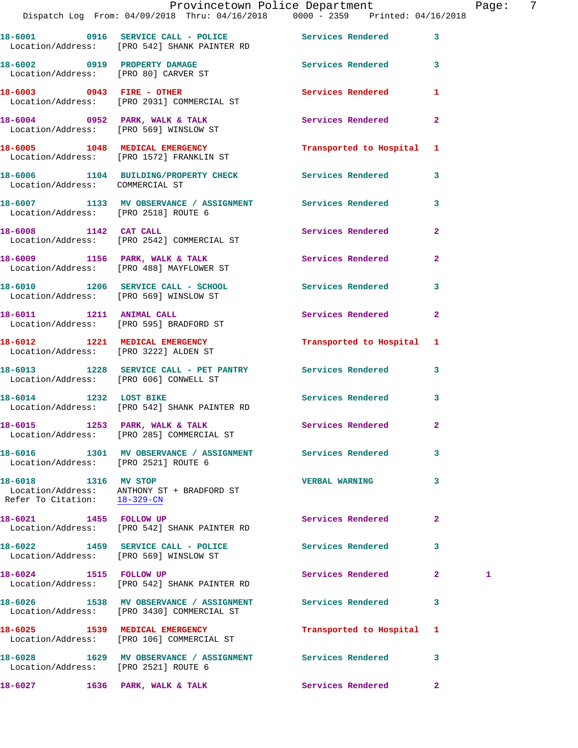18-6001 0916 SERVICE CALL - POLICE Services Rendered 3
Location/Address: [PRO 542] SHANK PAINTER RD

18-6002 0919 PROPERTY DAMAGE Services Rendered 3
Location/Address: [PRO 80] CARVER ST

18-6003 0943 FIRE - OTHER Services Rendered 1
Location/Address: [PRO 2931] COMMERCIAL ST

18-6004 0952 PARK, WALK & TALK Services Rendered 2
Location/Address: [PRO 569] WINSLOW ST

18-6005 1048 MEDICAL EMERGENCY Transported to Hospital 1
Location/Address: [PRO 1572] FRANKLIN ST

18-6006 1104 BUILDING/PROPERTY CHECK Services Rendered 3
Location/Address: COMMERCIAL ST

18-6007 1133 MV OBSERVANCE / ASSIGNMENT Services Rendered 3
Location/Address: [PRO 2518] ROUTE 6

18-6008 1142 CAT CALL Services Rendered 2
Location/Address: [PRO 2542] COMMERCIAL ST

18-6009 1156 PARK, WALK & TALK Services Rendered 2
Location/Address: [PRO 488] MAYFLOWER ST

18-6010 1206 SERVICE CALL - SCHOOL Services Rendered 3
Location/Address: [PRO 569] WINSLOW ST

18-6011 1211 ANIMAL CALL Services Rendered 2
Location/Address: [PRO 595] BRADFORD ST

18-6012 1221 MEDICAL EMERGENCY Transported to Hospital 1
Location/Address: [PRO 3222] ALDEN ST

18-6013 1228 SERVICE CALL - PET PANTRY Services Rendered 3
Location/Address: [PRO 606] CONWELL ST

18-6014 1232 LOST BIKE Services Rendered 3
Location/Address: [PRO 542] SHANK PAINTER RD

18-6015 1253 PARK, WALK & TALK Services Rendered 2
Location/Address: [PRO 285] COMMERCIAL ST

18-6016 1301 MV OBSERVANCE / ASSIGNMENT Services Rendered 3
Location/Address: [PRO 2521] ROUTE 6

18-6018 1316 MV STOP VERBAL WARNING 3
Location/Address: ANTHONY ST + BRADFORD ST
Refer To Citation: 18-329-CN

18-6021 1455 FOLLOW UP Services Rendered 2
Location/Address: [PRO 542] SHANK PAINTER RD

18-6022 1459 SERVICE CALL - POLICE Services Rendered 3
Location/Address: [PRO 569] WINSLOW ST

18-6024 1515 FOLLOW UP Services Rendered 2 1
Location/Address: [PRO 542] SHANK PAINTER RD

18-6026 1538 MV OBSERVANCE / ASSIGNMENT Services Rendered 3
Location/Address: [PRO 3430] COMMERCIAL ST

18-6025 1539 MEDICAL EMERGENCY Transported to Hospital 1
Location/Address: [PRO 106] COMMERCIAL ST

18-6028 1629 MV OBSERVANCE / ASSIGNMENT Services Rendered 3
Location/Address: [PRO 2521] ROUTE 6

18-6027 1636 PARK, WALK & TALK Services Rendered 2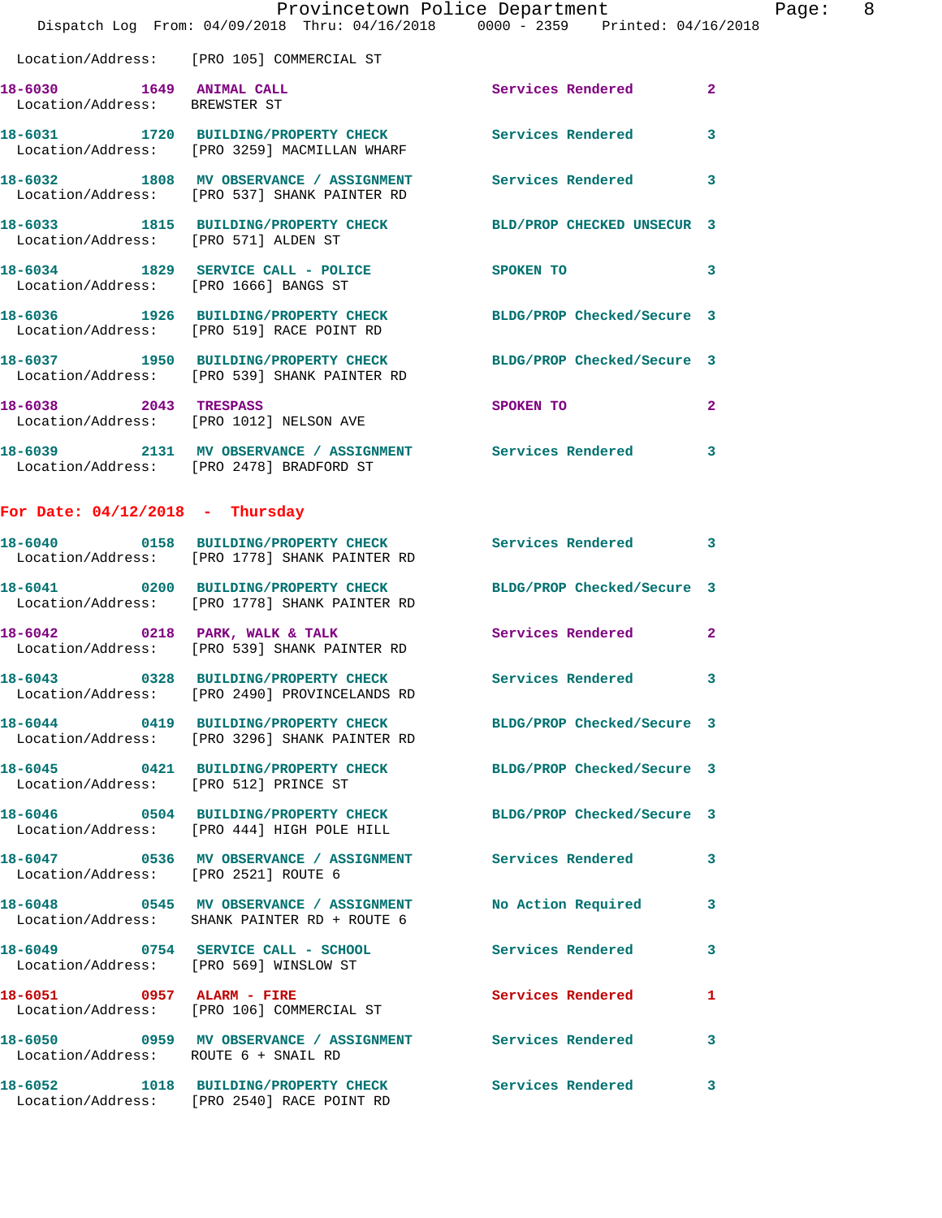Location/Address: [PRO 105] COMMERCIAL ST

**18-6030** 1649 **ANIMAL CALL** Services Rendered 2
Location/Address: BREWSTER ST

**18-6031** 1720 **BUILDING/PROPERTY CHECK** Services Rendered 3
Location/Address: [PRO 3259] MACMILLAN WHARF

**18-6032** 1808 **MV OBSERVANCE / ASSIGNMENT** Services Rendered 3
Location/Address: [PRO 537] SHANK PAINTER RD

**18-6033** 1815 **BUILDING/PROPERTY CHECK** BLD/PROP CHECKED UNSECUR 3
Location/Address: [PRO 571] ALDEN ST

**18-6034** 1829 **SERVICE CALL - POLICE** SPOKEN TO 3
Location/Address: [PRO 1666] BANGS ST

**18-6036** 1926 **BUILDING/PROPERTY CHECK** BLDG/PROP Checked/Secure 3
Location/Address: [PRO 519] RACE POINT RD

**18-6037** 1950 **BUILDING/PROPERTY CHECK** BLDG/PROP Checked/Secure 3
Location/Address: [PRO 539] SHANK PAINTER RD

**18-6038** 2043 **TRESPASS** SPOKEN TO 2
Location/Address: [PRO 1012] NELSON AVE

**18-6039** 2131 **MV OBSERVANCE / ASSIGNMENT** Services Rendered 3
Location/Address: [PRO 2478] BRADFORD ST

## For Date: 04/12/2018 - Thursday

**18-6040** 0158 **BUILDING/PROPERTY CHECK** Services Rendered 3
Location/Address: [PRO 1778] SHANK PAINTER RD

**18-6041** 0200 **BUILDING/PROPERTY CHECK** BLDG/PROP Checked/Secure 3
Location/Address: [PRO 1778] SHANK PAINTER RD

**18-6042** 0218 **PARK, WALK & TALK** Services Rendered 2
Location/Address: [PRO 539] SHANK PAINTER RD

**18-6043** 0328 **BUILDING/PROPERTY CHECK** Services Rendered 3
Location/Address: [PRO 2490] PROVINCELANDS RD

**18-6044** 0419 **BUILDING/PROPERTY CHECK** BLDG/PROP Checked/Secure 3
Location/Address: [PRO 3296] SHANK PAINTER RD

**18-6045** 0421 **BUILDING/PROPERTY CHECK** BLDG/PROP Checked/Secure 3
Location/Address: [PRO 512] PRINCE ST

**18-6046** 0504 **BUILDING/PROPERTY CHECK** BLDG/PROP Checked/Secure 3
Location/Address: [PRO 444] HIGH POLE HILL

**18-6047** 0536 **MV OBSERVANCE / ASSIGNMENT** Services Rendered 3
Location/Address: [PRO 2521] ROUTE 6

**18-6048** 0545 **MV OBSERVANCE / ASSIGNMENT** No Action Required 3
Location/Address: SHANK PAINTER RD + ROUTE 6

**18-6049** 0754 **SERVICE CALL - SCHOOL** Services Rendered 3
Location/Address: [PRO 569] WINSLOW ST

**18-6051** 0957 **ALARM - FIRE** Services Rendered 1
Location/Address: [PRO 106] COMMERCIAL ST

**18-6050** 0959 **MV OBSERVANCE / ASSIGNMENT** Services Rendered 3
Location/Address: ROUTE 6 + SNAIL RD

**18-6052** 1018 **BUILDING/PROPERTY CHECK** Services Rendered 3
Location/Address: [PRO 2540] RACE POINT RD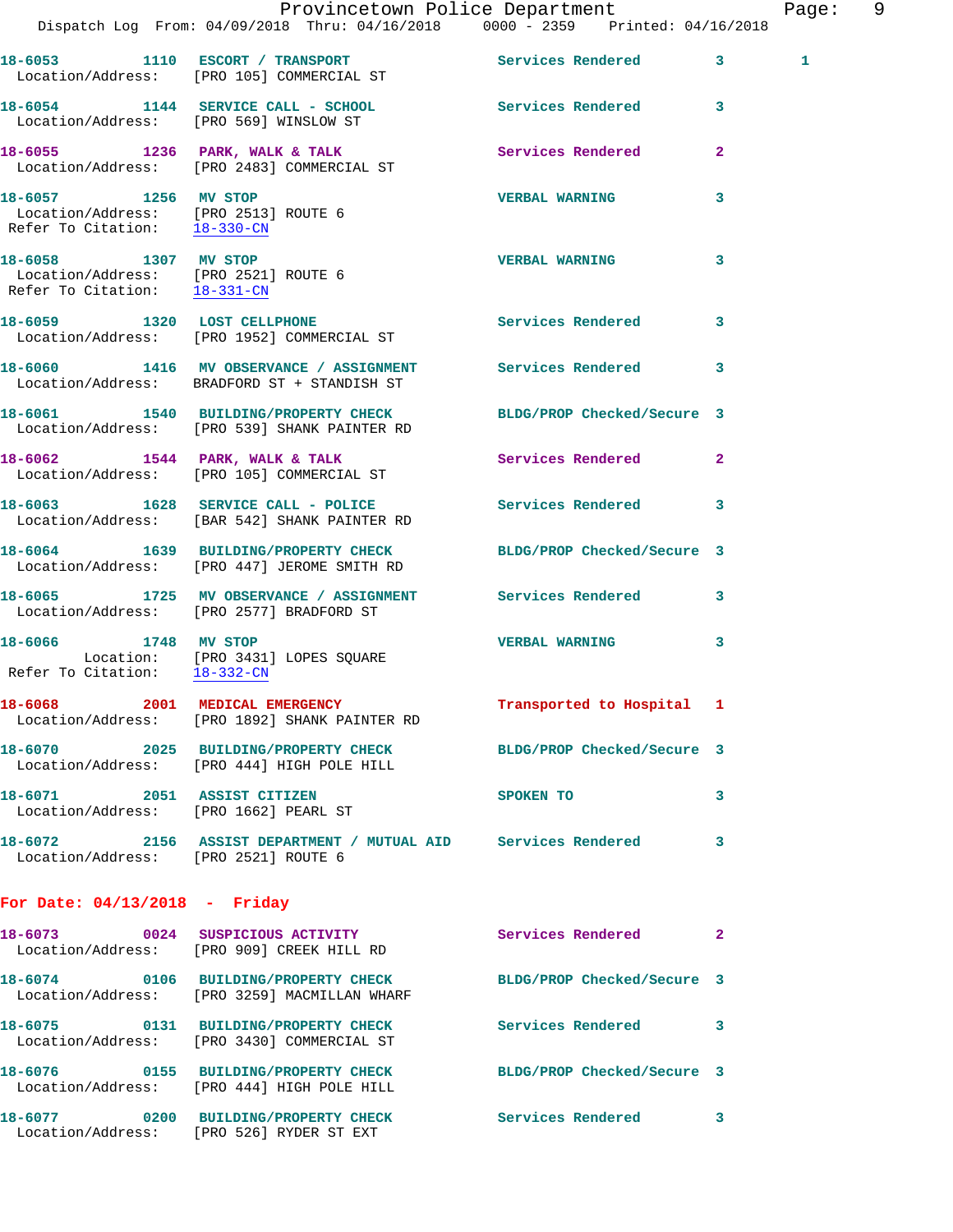18-6053 1110 ESCORT / TRANSPORT Services Rendered 3 1
Location/Address: [PRO 105] COMMERCIAL ST

18-6054 1144 SERVICE CALL - SCHOOL Services Rendered 3
Location/Address: [PRO 569] WINSLOW ST

18-6055 1236 PARK, WALK & TALK Services Rendered 2
Location/Address: [PRO 2483] COMMERCIAL ST

18-6057 1256 MV STOP VERBAL WARNING 3
Location/Address: [PRO 2513] ROUTE 6
Refer To Citation: 18-330-CN

18-6058 1307 MV STOP VERBAL WARNING 3
Location/Address: [PRO 2521] ROUTE 6
Refer To Citation: 18-331-CN

18-6059 1320 LOST CELLPHONE Services Rendered 3
Location/Address: [PRO 1952] COMMERCIAL ST

18-6060 1416 MV OBSERVANCE / ASSIGNMENT Services Rendered 3
Location/Address: BRADFORD ST + STANDISH ST

18-6061 1540 BUILDING/PROPERTY CHECK BLDG/PROP Checked/Secure 3
Location/Address: [PRO 539] SHANK PAINTER RD

18-6062 1544 PARK, WALK & TALK Services Rendered 2
Location/Address: [PRO 105] COMMERCIAL ST

18-6063 1628 SERVICE CALL - POLICE Services Rendered 3
Location/Address: [BAR 542] SHANK PAINTER RD

18-6064 1639 BUILDING/PROPERTY CHECK BLDG/PROP Checked/Secure 3
Location/Address: [PRO 447] JEROME SMITH RD

18-6065 1725 MV OBSERVANCE / ASSIGNMENT Services Rendered 3
Location/Address: [PRO 2577] BRADFORD ST

18-6066 1748 MV STOP VERBAL WARNING 3
Location: [PRO 3431] LOPES SQUARE
Refer To Citation: 18-332-CN

18-6068 2001 MEDICAL EMERGENCY Transported to Hospital 1
Location/Address: [PRO 1892] SHANK PAINTER RD

18-6070 2025 BUILDING/PROPERTY CHECK BLDG/PROP Checked/Secure 3
Location/Address: [PRO 444] HIGH POLE HILL

18-6071 2051 ASSIST CITIZEN SPOKEN TO 3
Location/Address: [PRO 1662] PEARL ST

18-6072 2156 ASSIST DEPARTMENT / MUTUAL AID Services Rendered 3
Location/Address: [PRO 2521] ROUTE 6

**For Date: 04/13/2018 - Friday**

18-6073 0024 SUSPICIOUS ACTIVITY Services Rendered 2
Location/Address: [PRO 909] CREEK HILL RD

18-6074 0106 BUILDING/PROPERTY CHECK BLDG/PROP Checked/Secure 3
Location/Address: [PRO 3259] MACMILLAN WHARF

18-6075 0131 BUILDING/PROPERTY CHECK Services Rendered 3
Location/Address: [PRO 3430] COMMERCIAL ST

18-6076 0155 BUILDING/PROPERTY CHECK BLDG/PROP Checked/Secure 3
Location/Address: [PRO 444] HIGH POLE HILL

18-6077 0200 BUILDING/PROPERTY CHECK Services Rendered 3
Location/Address: [PRO 526] RYDER ST EXT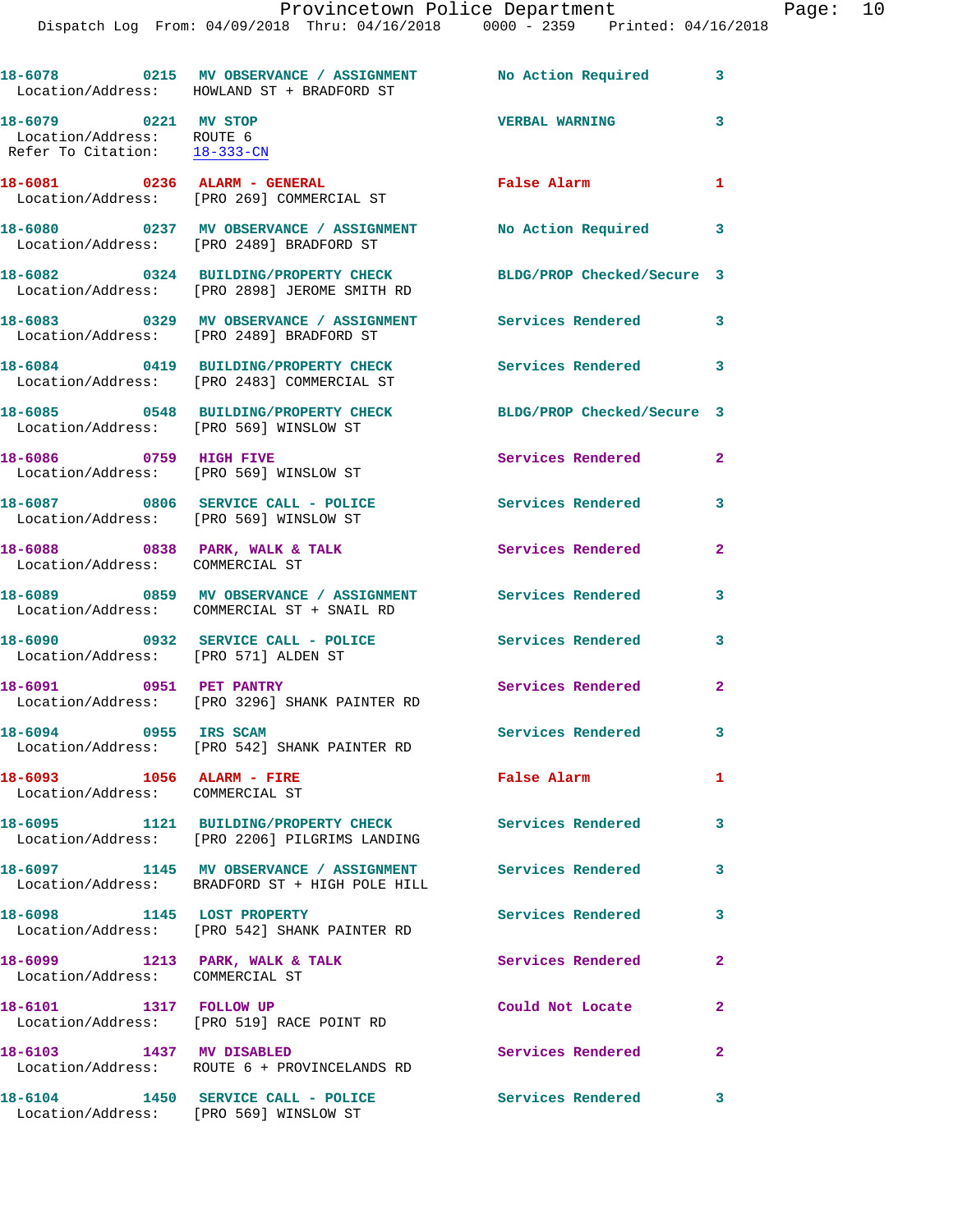18-6078 0215 MV OBSERVANCE / ASSIGNMENT No Action Required 3
Location/Address: HOWLAND ST + BRADFORD ST

18-6079 0221 MV STOP VERBAL WARNING 3
Location/Address: ROUTE 6
Refer To Citation: 18-333-CN

18-6081 0236 ALARM - GENERAL False Alarm 1
Location/Address: [PRO 269] COMMERCIAL ST

18-6080 0237 MV OBSERVANCE / ASSIGNMENT No Action Required 3
Location/Address: [PRO 2489] BRADFORD ST

18-6082 0324 BUILDING/PROPERTY CHECK BLDG/PROP Checked/Secure 3
Location/Address: [PRO 2898] JEROME SMITH RD

18-6083 0329 MV OBSERVANCE / ASSIGNMENT Services Rendered 3
Location/Address: [PRO 2489] BRADFORD ST

18-6084 0419 BUILDING/PROPERTY CHECK Services Rendered 3
Location/Address: [PRO 2483] COMMERCIAL ST

18-6085 0548 BUILDING/PROPERTY CHECK BLDG/PROP Checked/Secure 3
Location/Address: [PRO 569] WINSLOW ST

18-6086 0759 HIGH FIVE Services Rendered 2
Location/Address: [PRO 569] WINSLOW ST

18-6087 0806 SERVICE CALL - POLICE Services Rendered 3
Location/Address: [PRO 569] WINSLOW ST

18-6088 0838 PARK, WALK & TALK Services Rendered 2
Location/Address: COMMERCIAL ST

18-6089 0859 MV OBSERVANCE / ASSIGNMENT Services Rendered 3
Location/Address: COMMERCIAL ST + SNAIL RD

18-6090 0932 SERVICE CALL - POLICE Services Rendered 3
Location/Address: [PRO 571] ALDEN ST

18-6091 0951 PET PANTRY Services Rendered 2
Location/Address: [PRO 3296] SHANK PAINTER RD

18-6094 0955 IRS SCAM Services Rendered 3
Location/Address: [PRO 542] SHANK PAINTER RD

18-6093 1056 ALARM - FIRE False Alarm 1
Location/Address: COMMERCIAL ST

18-6095 1121 BUILDING/PROPERTY CHECK Services Rendered 3
Location/Address: [PRO 2206] PILGRIMS LANDING

18-6097 1145 MV OBSERVANCE / ASSIGNMENT Services Rendered 3
Location/Address: BRADFORD ST + HIGH POLE HILL

18-6098 1145 LOST PROPERTY Services Rendered 3
Location/Address: [PRO 542] SHANK PAINTER RD

18-6099 1213 PARK, WALK & TALK Services Rendered 2
Location/Address: COMMERCIAL ST

18-6101 1317 FOLLOW UP Could Not Locate 2
Location/Address: [PRO 519] RACE POINT RD

18-6103 1437 MV DISABLED Services Rendered 2
Location/Address: ROUTE 6 + PROVINCELANDS RD

18-6104 1450 SERVICE CALL - POLICE Services Rendered 3
Location/Address: [PRO 569] WINSLOW ST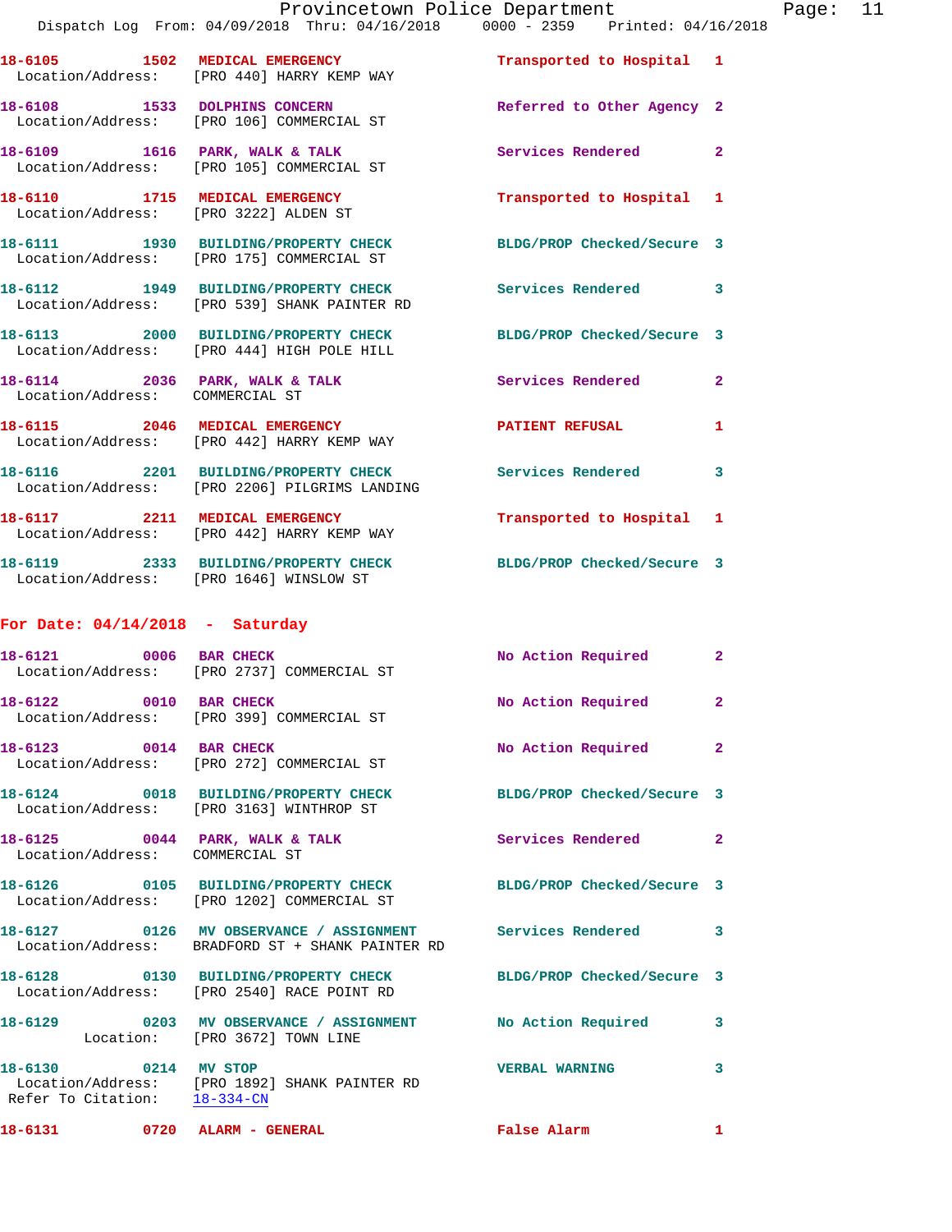18-6105 1502 MEDICAL EMERGENCY Transported to Hospital 1
Location/Address: [PRO 440] HARRY KEMP WAY

18-6108 1533 DOLPHINS CONCERN Referred to Other Agency 2
Location/Address: [PRO 106] COMMERCIAL ST

18-6109 1616 PARK, WALK & TALK Services Rendered 2
Location/Address: [PRO 105] COMMERCIAL ST

18-6110 1715 MEDICAL EMERGENCY Transported to Hospital 1
Location/Address: [PRO 3222] ALDEN ST

18-6111 1930 BUILDING/PROPERTY CHECK BLDG/PROP Checked/Secure 3
Location/Address: [PRO 175] COMMERCIAL ST

18-6112 1949 BUILDING/PROPERTY CHECK Services Rendered 3
Location/Address: [PRO 539] SHANK PAINTER RD

18-6113 2000 BUILDING/PROPERTY CHECK BLDG/PROP Checked/Secure 3
Location/Address: [PRO 444] HIGH POLE HILL

18-6114 2036 PARK, WALK & TALK Services Rendered 2
Location/Address: COMMERCIAL ST

18-6115 2046 MEDICAL EMERGENCY PATIENT REFUSAL 1
Location/Address: [PRO 442] HARRY KEMP WAY

18-6116 2201 BUILDING/PROPERTY CHECK Services Rendered 3
Location/Address: [PRO 2206] PILGRIMS LANDING

18-6117 2211 MEDICAL EMERGENCY Transported to Hospital 1
Location/Address: [PRO 442] HARRY KEMP WAY

18-6119 2333 BUILDING/PROPERTY CHECK BLDG/PROP Checked/Secure 3
Location/Address: [PRO 1646] WINSLOW ST

## For Date: 04/14/2018 - Saturday

18-6121 0006 BAR CHECK No Action Required 2
Location/Address: [PRO 2737] COMMERCIAL ST

18-6122 0010 BAR CHECK No Action Required 2
Location/Address: [PRO 399] COMMERCIAL ST

18-6123 0014 BAR CHECK No Action Required 2
Location/Address: [PRO 272] COMMERCIAL ST

18-6124 0018 BUILDING/PROPERTY CHECK BLDG/PROP Checked/Secure 3
Location/Address: [PRO 3163] WINTHROP ST

18-6125 0044 PARK, WALK & TALK Services Rendered 2
Location/Address: COMMERCIAL ST

18-6126 0105 BUILDING/PROPERTY CHECK BLDG/PROP Checked/Secure 3
Location/Address: [PRO 1202] COMMERCIAL ST

18-6127 0126 MV OBSERVANCE / ASSIGNMENT Services Rendered 3
Location/Address: BRADFORD ST + SHANK PAINTER RD

18-6128 0130 BUILDING/PROPERTY CHECK BLDG/PROP Checked/Secure 3
Location/Address: [PRO 2540] RACE POINT RD

18-6129 0203 MV OBSERVANCE / ASSIGNMENT No Action Required 3
Location: [PRO 3672] TOWN LINE

18-6130 0214 MV STOP VERBAL WARNING 3
Location/Address: [PRO 1892] SHANK PAINTER RD
Refer To Citation: 18-334-CN

18-6131 0720 ALARM - GENERAL False Alarm 1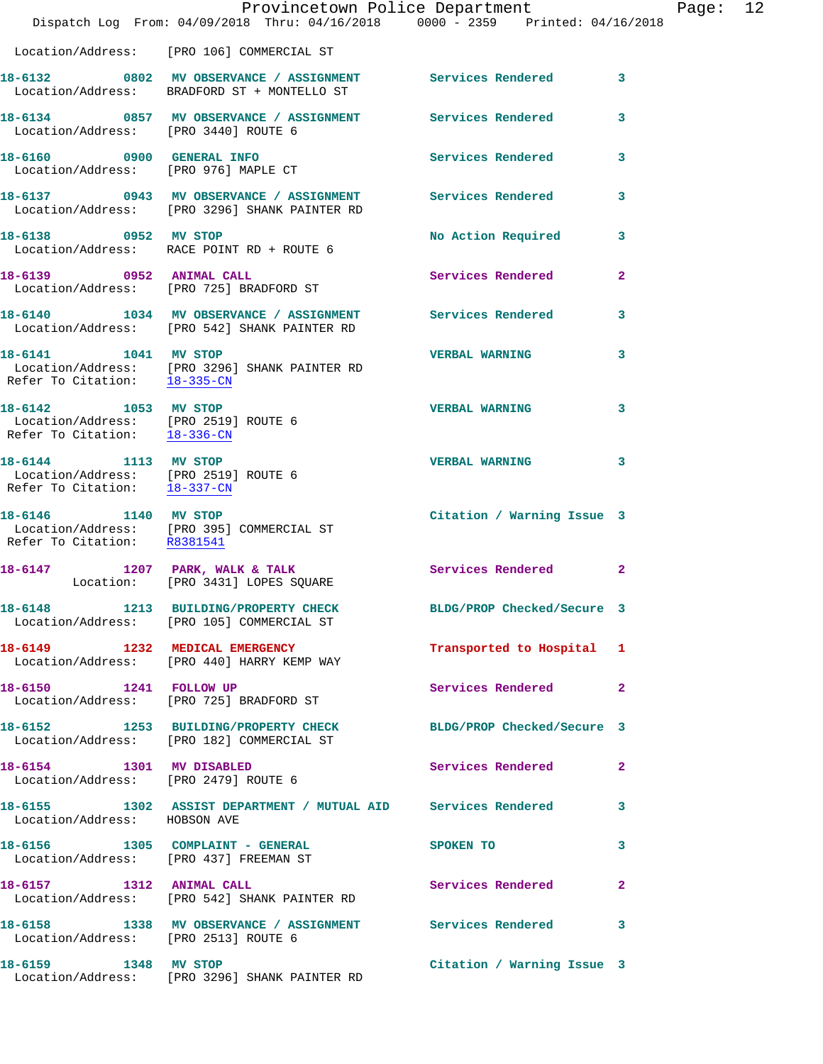Location/Address: [PRO 106] COMMERCIAL ST

**18-6132** 0802 **MV OBSERVANCE / ASSIGNMENT** Services Rendered 3
Location/Address: BRADFORD ST + MONTELLO ST

**18-6134** 0857 **MV OBSERVANCE / ASSIGNMENT** Services Rendered 3
Location/Address: [PRO 3440] ROUTE 6

**18-6160** 0900 **GENERAL INFO** Services Rendered 3
Location/Address: [PRO 976] MAPLE CT

**18-6137** 0943 **MV OBSERVANCE / ASSIGNMENT** Services Rendered 3
Location/Address: [PRO 3296] SHANK PAINTER RD

**18-6138** 0952 **MV STOP** No Action Required 3
Location/Address: RACE POINT RD + ROUTE 6

**18-6139** 0952 **ANIMAL CALL** Services Rendered 2
Location/Address: [PRO 725] BRADFORD ST

**18-6140** 1034 **MV OBSERVANCE / ASSIGNMENT** Services Rendered 3
Location/Address: [PRO 542] SHANK PAINTER RD

**18-6141** 1041 **MV STOP** VERBAL WARNING 3
Location/Address: [PRO 3296] SHANK PAINTER RD
Refer To Citation: 18-335-CN

**18-6142** 1053 **MV STOP** VERBAL WARNING 3
Location/Address: [PRO 2519] ROUTE 6
Refer To Citation: 18-336-CN

**18-6144** 1113 **MV STOP** VERBAL WARNING 3
Location/Address: [PRO 2519] ROUTE 6
Refer To Citation: 18-337-CN

**18-6146** 1140 **MV STOP** Citation / Warning Issue 3
Location/Address: [PRO 395] COMMERCIAL ST
Refer To Citation: R8381541

**18-6147** 1207 **PARK, WALK & TALK** Services Rendered 2
Location: [PRO 3431] LOPES SQUARE

**18-6148** 1213 **BUILDING/PROPERTY CHECK** BLDG/PROP Checked/Secure 3
Location/Address: [PRO 105] COMMERCIAL ST

**18-6149** 1232 **MEDICAL EMERGENCY** Transported to Hospital 1
Location/Address: [PRO 440] HARRY KEMP WAY

**18-6150** 1241 **FOLLOW UP** Services Rendered 2
Location/Address: [PRO 725] BRADFORD ST

**18-6152** 1253 **BUILDING/PROPERTY CHECK** BLDG/PROP Checked/Secure 3
Location/Address: [PRO 182] COMMERCIAL ST

**18-6154** 1301 **MV DISABLED** Services Rendered 2
Location/Address: [PRO 2479] ROUTE 6

**18-6155** 1302 **ASSIST DEPARTMENT / MUTUAL AID** Services Rendered 3
Location/Address: HOBSON AVE

**18-6156** 1305 **COMPLAINT - GENERAL** SPOKEN TO 3
Location/Address: [PRO 437] FREEMAN ST

**18-6157** 1312 **ANIMAL CALL** Services Rendered 2
Location/Address: [PRO 542] SHANK PAINTER RD

**18-6158** 1338 **MV OBSERVANCE / ASSIGNMENT** Services Rendered 3
Location/Address: [PRO 2513] ROUTE 6

**18-6159** 1348 **MV STOP** Citation / Warning Issue 3
Location/Address: [PRO 3296] SHANK PAINTER RD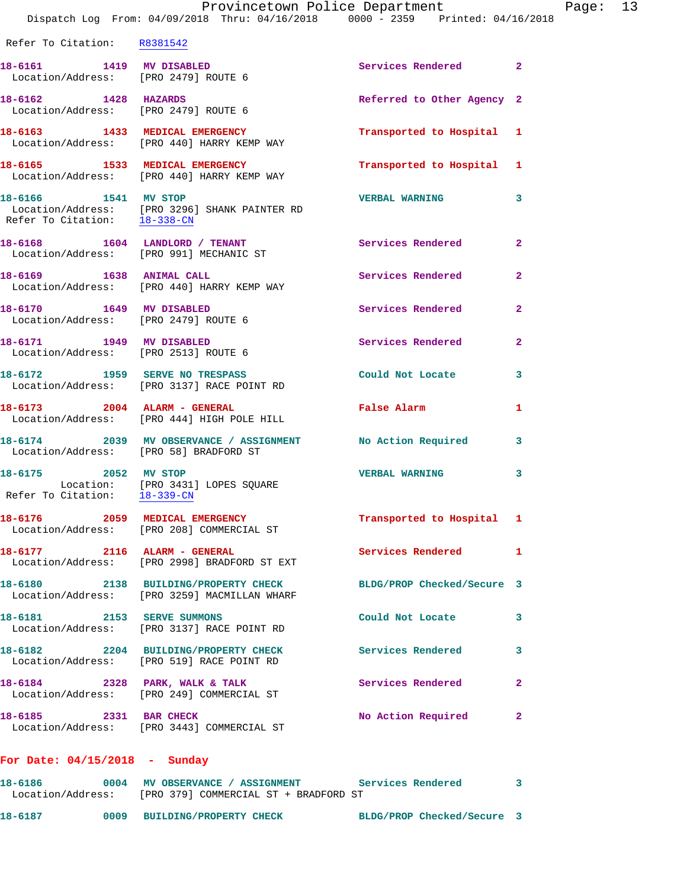Refer To Citation: R8381542

**18-6161 1419 MV DISABLED** Services Rendered 2
Location/Address: [PRO 2479] ROUTE 6

**18-6162 1428 HAZARDS** Referred to Other Agency 2
Location/Address: [PRO 2479] ROUTE 6

**18-6163 1433 MEDICAL EMERGENCY** Transported to Hospital 1
Location/Address: [PRO 440] HARRY KEMP WAY

**18-6165 1533 MEDICAL EMERGENCY** Transported to Hospital 1
Location/Address: [PRO 440] HARRY KEMP WAY

**18-6166 1541 MV STOP** VERBAL WARNING 3
Location/Address: [PRO 3296] SHANK PAINTER RD
Refer To Citation: 18-338-CN

**18-6168 1604 LANDLORD / TENANT** Services Rendered 2
Location/Address: [PRO 991] MECHANIC ST

**18-6169 1638 ANIMAL CALL** Services Rendered 2
Location/Address: [PRO 440] HARRY KEMP WAY

**18-6170 1649 MV DISABLED** Services Rendered 2
Location/Address: [PRO 2479] ROUTE 6

**18-6171 1949 MV DISABLED** Services Rendered 2
Location/Address: [PRO 2513] ROUTE 6

**18-6172 1959 SERVE NO TRESPASS** Could Not Locate 3
Location/Address: [PRO 3137] RACE POINT RD

**18-6173 2004 ALARM - GENERAL** False Alarm 1
Location/Address: [PRO 444] HIGH POLE HILL

**18-6174 2039 MV OBSERVANCE / ASSIGNMENT** No Action Required 3
Location/Address: [PRO 58] BRADFORD ST

**18-6175 2052 MV STOP** VERBAL WARNING 3
Location: [PRO 3431] LOPES SQUARE
Refer To Citation: 18-339-CN

**18-6176 2059 MEDICAL EMERGENCY** Transported to Hospital 1
Location/Address: [PRO 208] COMMERCIAL ST

**18-6177 2116 ALARM - GENERAL** Services Rendered 1
Location/Address: [PRO 2998] BRADFORD ST EXT

**18-6180 2138 BUILDING/PROPERTY CHECK** BLDG/PROP Checked/Secure 3
Location/Address: [PRO 3259] MACMILLAN WHARF

**18-6181 2153 SERVE SUMMONS** Could Not Locate 3
Location/Address: [PRO 3137] RACE POINT RD

**18-6182 2204 BUILDING/PROPERTY CHECK** Services Rendered 3
Location/Address: [PRO 519] RACE POINT RD

**18-6184 2328 PARK, WALK & TALK** Services Rendered 2
Location/Address: [PRO 249] COMMERCIAL ST

**18-6185 2331 BAR CHECK** No Action Required 2
Location/Address: [PRO 3443] COMMERCIAL ST

## For Date: 04/15/2018 - Sunday

**18-6186 0004 MV OBSERVANCE / ASSIGNMENT** Services Rendered 3
Location/Address: [PRO 379] COMMERCIAL ST + BRADFORD ST

**18-6187 0009 BUILDING/PROPERTY CHECK** BLDG/PROP Checked/Secure 3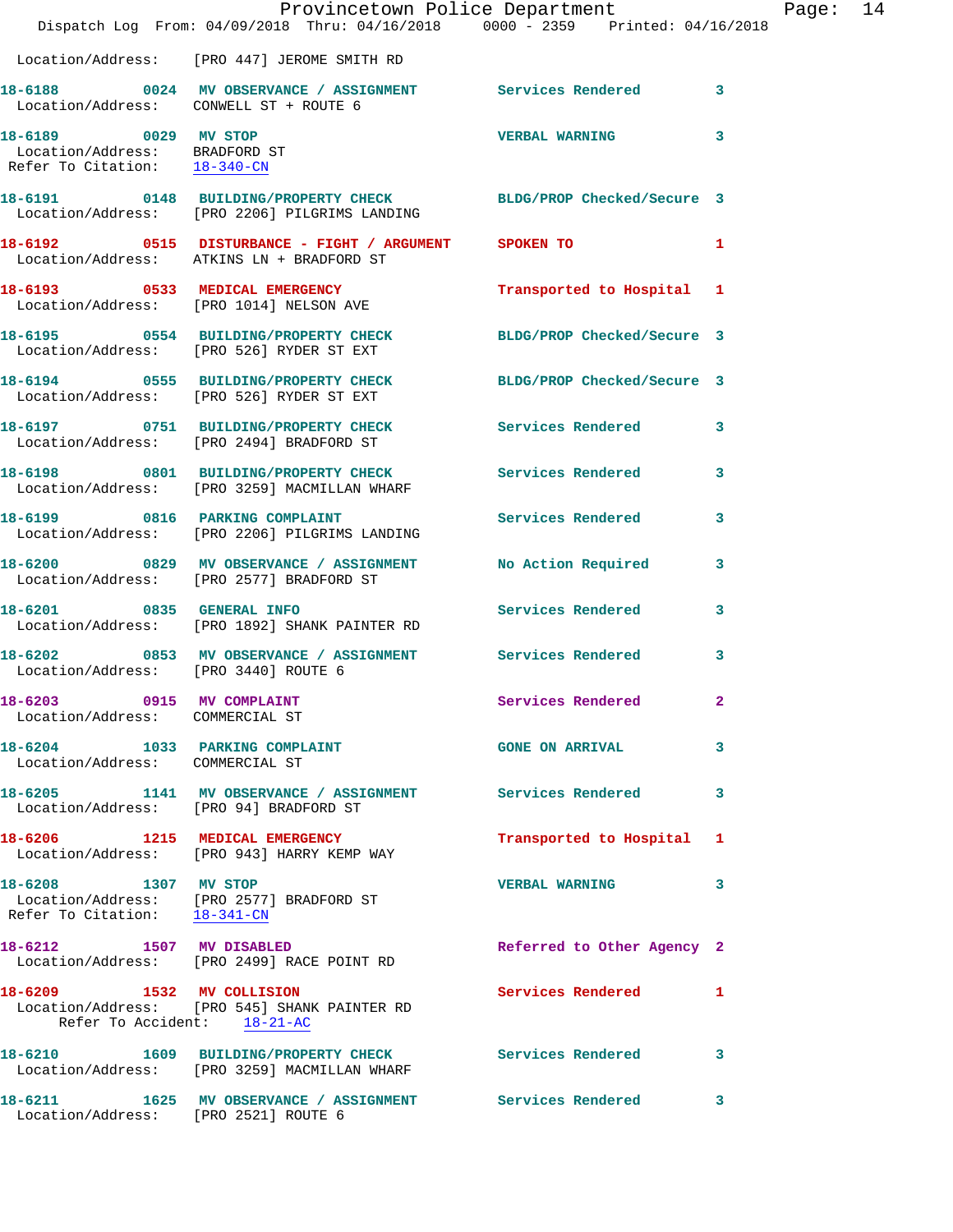Location/Address: [PRO 447] JEROME SMITH RD

**18-6188** 0024 **MV OBSERVANCE / ASSIGNMENT** Services Rendered 3
Location/Address: CONWELL ST + ROUTE 6

**18-6189** 0029 **MV STOP** VERBAL WARNING 3
Location/Address: BRADFORD ST
Refer To Citation: 18-340-CN

**18-6191** 0148 **BUILDING/PROPERTY CHECK** BLDG/PROP Checked/Secure 3
Location/Address: [PRO 2206] PILGRIMS LANDING

**18-6192** 0515 **DISTURBANCE - FIGHT / ARGUMENT** SPOKEN TO 1
Location/Address: ATKINS LN + BRADFORD ST

**18-6193** 0533 **MEDICAL EMERGENCY** Transported to Hospital 1
Location/Address: [PRO 1014] NELSON AVE

**18-6195** 0554 **BUILDING/PROPERTY CHECK** BLDG/PROP Checked/Secure 3
Location/Address: [PRO 526] RYDER ST EXT

**18-6194** 0555 **BUILDING/PROPERTY CHECK** BLDG/PROP Checked/Secure 3
Location/Address: [PRO 526] RYDER ST EXT

**18-6197** 0751 **BUILDING/PROPERTY CHECK** Services Rendered 3
Location/Address: [PRO 2494] BRADFORD ST

**18-6198** 0801 **BUILDING/PROPERTY CHECK** Services Rendered 3
Location/Address: [PRO 3259] MACMILLAN WHARF

**18-6199** 0816 **PARKING COMPLAINT** Services Rendered 3
Location/Address: [PRO 2206] PILGRIMS LANDING

**18-6200** 0829 **MV OBSERVANCE / ASSIGNMENT** No Action Required 3
Location/Address: [PRO 2577] BRADFORD ST

**18-6201** 0835 **GENERAL INFO** Services Rendered 3
Location/Address: [PRO 1892] SHANK PAINTER RD

**18-6202** 0853 **MV OBSERVANCE / ASSIGNMENT** Services Rendered 3
Location/Address: [PRO 3440] ROUTE 6

**18-6203** 0915 **MV COMPLAINT** Services Rendered 2
Location/Address: COMMERCIAL ST

**18-6204** 1033 **PARKING COMPLAINT** GONE ON ARRIVAL 3
Location/Address: COMMERCIAL ST

**18-6205** 1141 **MV OBSERVANCE / ASSIGNMENT** Services Rendered 3
Location/Address: [PRO 94] BRADFORD ST

**18-6206** 1215 **MEDICAL EMERGENCY** Transported to Hospital 1
Location/Address: [PRO 943] HARRY KEMP WAY

**18-6208** 1307 **MV STOP** VERBAL WARNING 3
Location/Address: [PRO 2577] BRADFORD ST
Refer To Citation: 18-341-CN

**18-6212** 1507 **MV DISABLED** Referred to Other Agency 2
Location/Address: [PRO 2499] RACE POINT RD

**18-6209** 1532 **MV COLLISION** Services Rendered 1
Location/Address: [PRO 545] SHANK PAINTER RD
Refer To Accident: 18-21-AC

**18-6210** 1609 **BUILDING/PROPERTY CHECK** Services Rendered 3
Location/Address: [PRO 3259] MACMILLAN WHARF

**18-6211** 1625 **MV OBSERVANCE / ASSIGNMENT** Services Rendered 3
Location/Address: [PRO 2521] ROUTE 6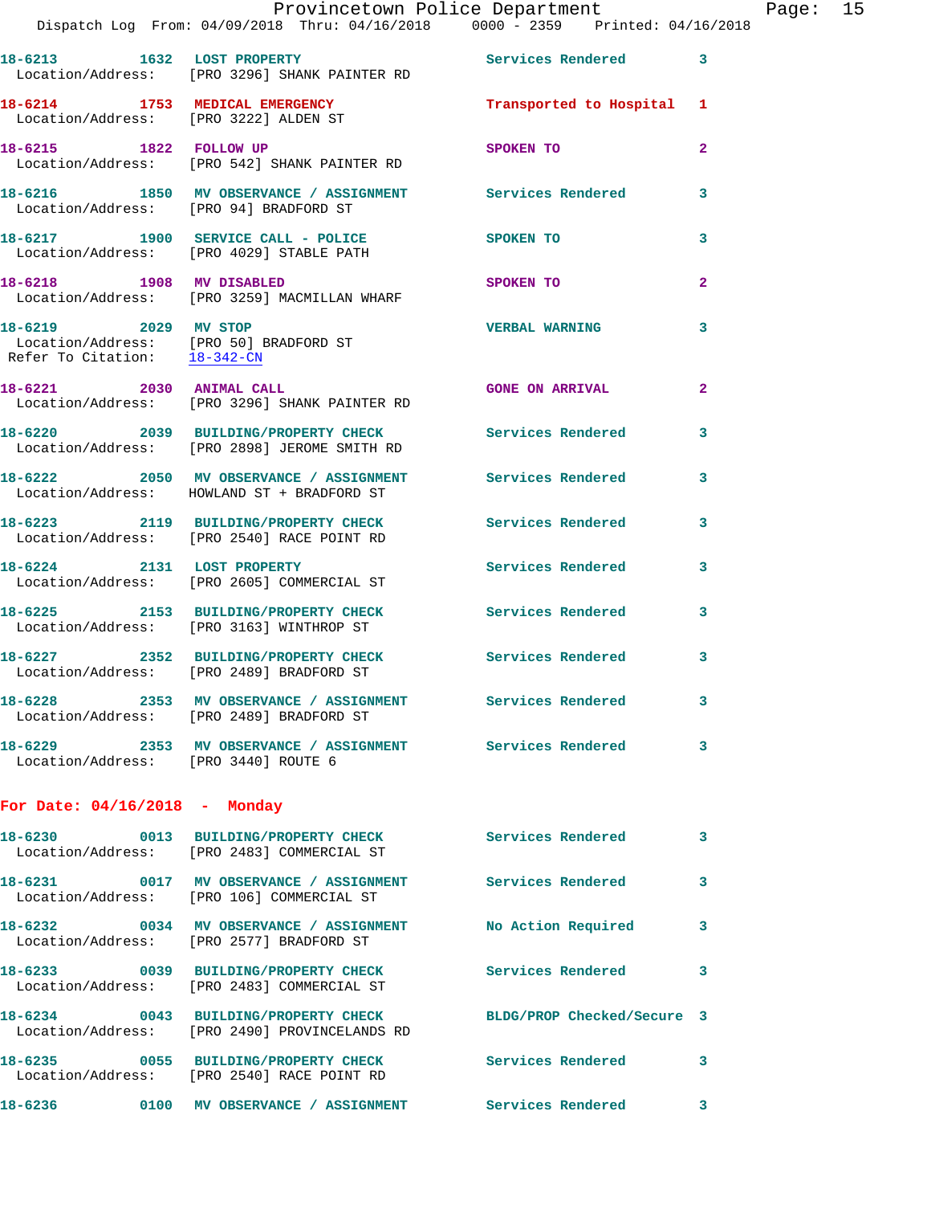18-6213 1632 LOST PROPERTY Services Rendered 3
 Location/Address: [PRO 3296] SHANK PAINTER RD

18-6214 1753 MEDICAL EMERGENCY Transported to Hospital 1
 Location/Address: [PRO 3222] ALDEN ST

18-6215 1822 FOLLOW UP SPOKEN TO 2
 Location/Address: [PRO 542] SHANK PAINTER RD

18-6216 1850 MV OBSERVANCE / ASSIGNMENT Services Rendered 3
 Location/Address: [PRO 94] BRADFORD ST

18-6217 1900 SERVICE CALL - POLICE SPOKEN TO 3
 Location/Address: [PRO 4029] STABLE PATH

18-6218 1908 MV DISABLED SPOKEN TO 2
 Location/Address: [PRO 3259] MACMILLAN WHARF

18-6219 2029 MV STOP VERBAL WARNING 3
 Location/Address: [PRO 50] BRADFORD ST
 Refer To Citation: 18-342-CN

18-6221 2030 ANIMAL CALL GONE ON ARRIVAL 2
 Location/Address: [PRO 3296] SHANK PAINTER RD

18-6220 2039 BUILDING/PROPERTY CHECK Services Rendered 3
 Location/Address: [PRO 2898] JEROME SMITH RD

18-6222 2050 MV OBSERVANCE / ASSIGNMENT Services Rendered 3
 Location/Address: HOWLAND ST + BRADFORD ST

18-6223 2119 BUILDING/PROPERTY CHECK Services Rendered 3
 Location/Address: [PRO 2540] RACE POINT RD

18-6224 2131 LOST PROPERTY Services Rendered 3
 Location/Address: [PRO 2605] COMMERCIAL ST

18-6225 2153 BUILDING/PROPERTY CHECK Services Rendered 3
 Location/Address: [PRO 3163] WINTHROP ST

18-6227 2352 BUILDING/PROPERTY CHECK Services Rendered 3
 Location/Address: [PRO 2489] BRADFORD ST

18-6228 2353 MV OBSERVANCE / ASSIGNMENT Services Rendered 3
 Location/Address: [PRO 2489] BRADFORD ST

18-6229 2353 MV OBSERVANCE / ASSIGNMENT Services Rendered 3
 Location/Address: [PRO 3440] ROUTE 6

**For Date: 04/16/2018 - Monday**

18-6230 0013 BUILDING/PROPERTY CHECK Services Rendered 3
 Location/Address: [PRO 2483] COMMERCIAL ST

18-6231 0017 MV OBSERVANCE / ASSIGNMENT Services Rendered 3
 Location/Address: [PRO 106] COMMERCIAL ST

18-6232 0034 MV OBSERVANCE / ASSIGNMENT No Action Required 3
 Location/Address: [PRO 2577] BRADFORD ST

18-6233 0039 BUILDING/PROPERTY CHECK Services Rendered 3
 Location/Address: [PRO 2483] COMMERCIAL ST

18-6234 0043 BUILDING/PROPERTY CHECK BLDG/PROP Checked/Secure 3
 Location/Address: [PRO 2490] PROVINCELANDS RD

18-6235 0055 BUILDING/PROPERTY CHECK Services Rendered 3
 Location/Address: [PRO 2540] RACE POINT RD

18-6236 0100 MV OBSERVANCE / ASSIGNMENT Services Rendered 3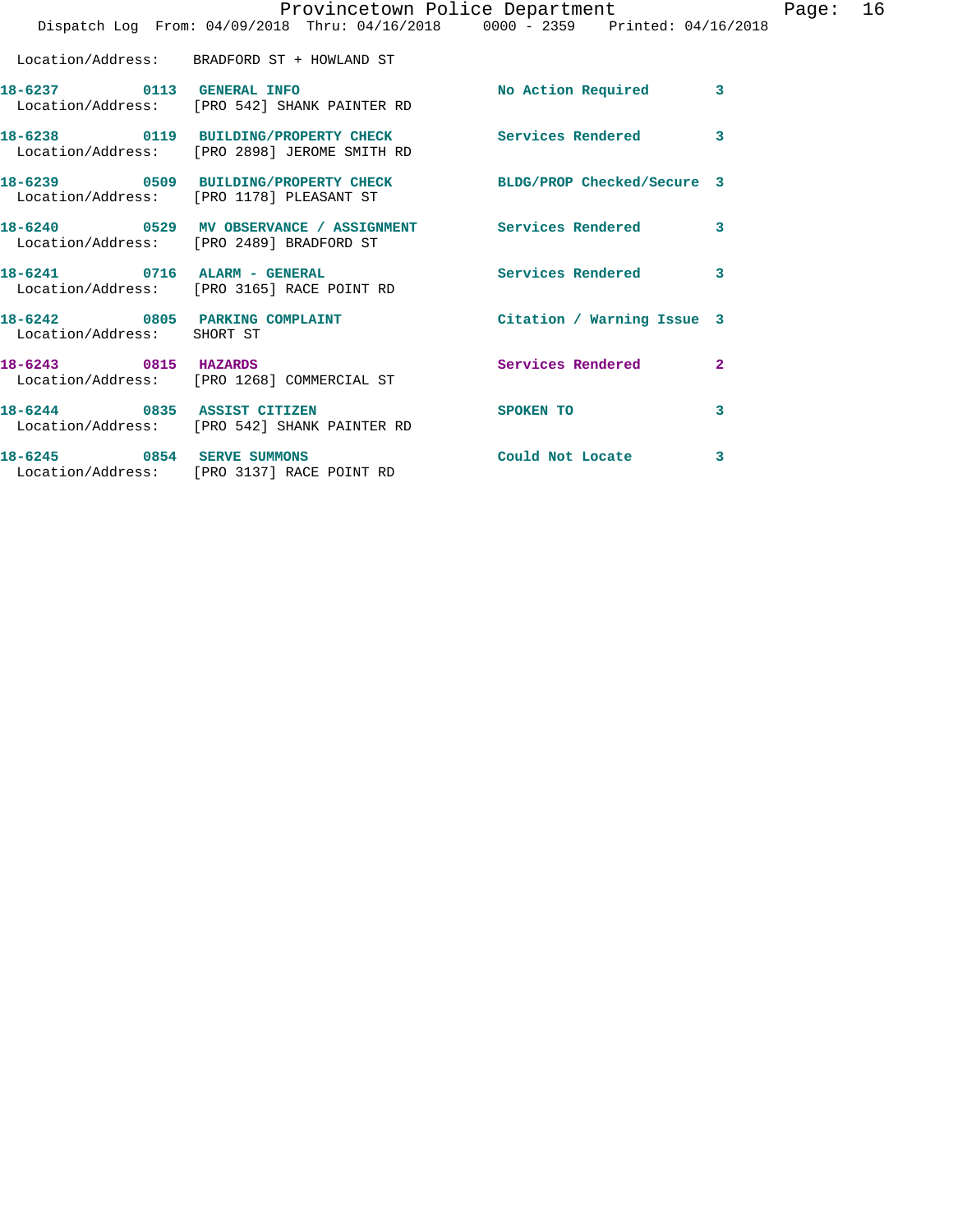Location/Address: BRADFORD ST + HOWLAND ST

**18-6237 0113 GENERAL INFO** No Action Required 3
Location/Address: [PRO 542] SHANK PAINTER RD

**18-6238 0119 BUILDING/PROPERTY CHECK** Services Rendered 3
Location/Address: [PRO 2898] JEROME SMITH RD

**18-6239 0509 BUILDING/PROPERTY CHECK** BLDG/PROP Checked/Secure 3
Location/Address: [PRO 1178] PLEASANT ST

**18-6240 0529 MV OBSERVANCE / ASSIGNMENT** Services Rendered 3
Location/Address: [PRO 2489] BRADFORD ST

**18-6241 0716 ALARM - GENERAL** Services Rendered 3
Location/Address: [PRO 3165] RACE POINT RD

**18-6242 0805 PARKING COMPLAINT** Citation / Warning Issue 3
Location/Address: SHORT ST

**18-6243 0815 HAZARDS** Services Rendered 2
Location/Address: [PRO 1268] COMMERCIAL ST

**18-6244 0835 ASSIST CITIZEN** SPOKEN TO 3
Location/Address: [PRO 542] SHANK PAINTER RD

**18-6245 0854 SERVE SUMMONS** Could Not Locate 3
Location/Address: [PRO 3137] RACE POINT RD